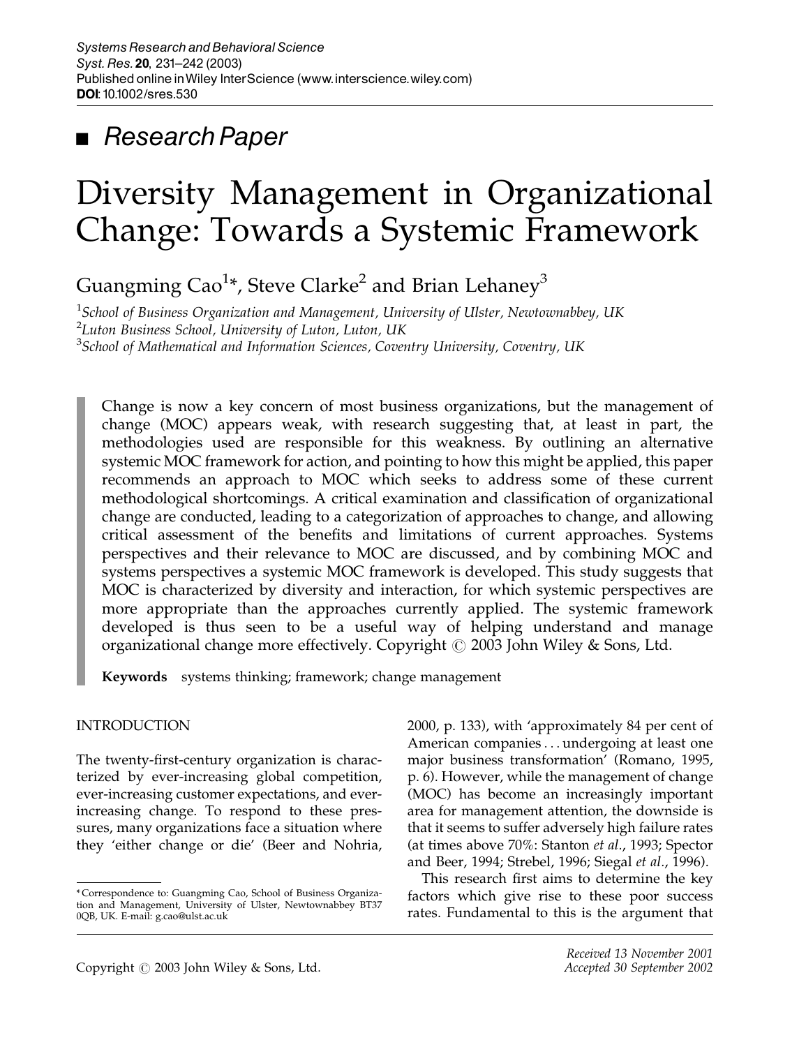Research Paper

# Diversity Management in Organizational Change: Towards a Systemic Framework

Guangming Cao[1]*, Steve Clarke[2] and Brian Lehaney[3]

[1] *School of Business Organization and Management, University of Ulster, Newtownabbey, UK*
[2] *Luton Business School, University of Luton, Luton, UK*
[3] *School of Mathematical and Information Sciences, Coventry University, Coventry, UK*

Change is now a key concern of most business organizations, but the management of change (MOC) appears weak, with research suggesting that, at least in part, the methodologies used are responsible for this weakness. By outlining an alternative systemic MOC framework for action, and pointing to how this might be applied, this paper recommends an approach to MOC which seeks to address some of these current methodological shortcomings. A critical examination and classification of organizational change are conducted, leading to a categorization of approaches to change, and allowing critical assessment of the benefits and limitations of current approaches. Systems perspectives and their relevance to MOC are discussed, and by combining MOC and systems perspectives a systemic MOC framework is developed. This study suggests that MOC is characterized by diversity and interaction, for which systemic perspectives are more appropriate than the approaches currently applied. The systemic framework developed is thus seen to be a useful way of helping understand and manage organizational change more effectively. Copyright © 2003 John Wiley & Sons, Ltd.

**Keywords** systems thinking; framework; change management

## INTRODUCTION

The twenty-first-century organization is characterized by ever-increasing global competition, ever-increasing customer expectations, and ever-increasing change. To respond to these pressures, many organizations face a situation where they 'either change or die' (Beer and Nohria, 2000, p. 133), with 'approximately 84 per cent of American companies . . . undergoing at least one major business transformation' (Romano, 1995, p. 6). However, while the management of change (MOC) has become an increasingly important area for management attention, the downside is that it seems to suffer adversely high failure rates (at times above 70%: Stanton *et al.*, 1993; Spector and Beer, 1994; Strebel, 1996; Siegal *et al.*, 1996).

This research first aims to determine the key factors which give rise to these poor success rates. Fundamental to this is the argument that

*Correspondence to: Guangming Cao, School of Business Organization and Management, University of Ulster, Newtownabbey BT37 0QB, UK. E-mail: g.cao@ulst.ac.uk

*Received 13 November 2001*
*Accepted 30 September 2002*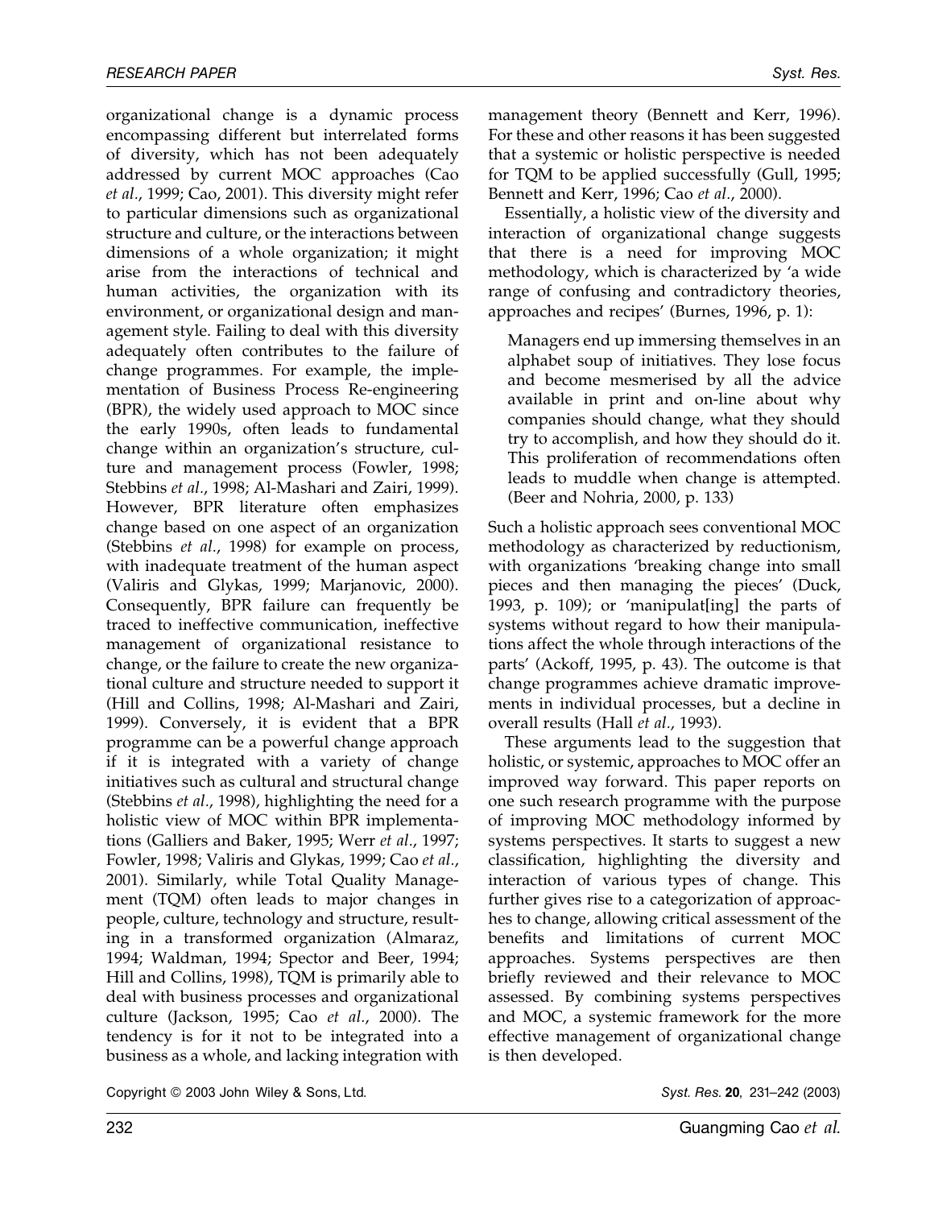organizational change is a dynamic process encompassing different but interrelated forms of diversity, which has not been adequately addressed by current MOC approaches (Cao *et al*., 1999; Cao, 2001). This diversity might refer to particular dimensions such as organizational structure and culture, or the interactions between dimensions of a whole organization; it might arise from the interactions of technical and human activities, the organization with its environment, or organizational design and management style. Failing to deal with this diversity adequately often contributes to the failure of change programmes. For example, the implementation of Business Process Re-engineering (BPR), the widely used approach to MOC since the early 1990s, often leads to fundamental change within an organization's structure, culture and management process (Fowler, 1998; Stebbins *et al*., 1998; Al-Mashari and Zairi, 1999). However, BPR literature often emphasizes change based on one aspect of an organization (Stebbins *et al*., 1998) for example on process, with inadequate treatment of the human aspect (Valiris and Glykas, 1999; Marjanovic, 2000). Consequently, BPR failure can frequently be traced to ineffective communication, ineffective management of organizational resistance to change, or the failure to create the new organizational culture and structure needed to support it (Hill and Collins, 1998; Al-Mashari and Zairi, 1999). Conversely, it is evident that a BPR programme can be a powerful change approach if it is integrated with a variety of change initiatives such as cultural and structural change (Stebbins *et al*., 1998), highlighting the need for a holistic view of MOC within BPR implementations (Galliers and Baker, 1995; Werr *et al*., 1997; Fowler, 1998; Valiris and Glykas, 1999; Cao *et al*., 2001). Similarly, while Total Quality Management (TQM) often leads to major changes in people, culture, technology and structure, resulting in a transformed organization (Almaraz, 1994; Waldman, 1994; Spector and Beer, 1994; Hill and Collins, 1998), TQM is primarily able to deal with business processes and organizational culture (Jackson, 1995; Cao *et al*., 2000). The tendency is for it not to be integrated into a business as a whole, and lacking integration with management theory (Bennett and Kerr, 1996). For these and other reasons it has been suggested that a systemic or holistic perspective is needed for TQM to be applied successfully (Gull, 1995; Bennett and Kerr, 1996; Cao *et al*., 2000).

Essentially, a holistic view of the diversity and interaction of organizational change suggests that there is a need for improving MOC methodology, which is characterized by 'a wide range of confusing and contradictory theories, approaches and recipes' (Burnes, 1996, p. 1):

> Managers end up immersing themselves in an alphabet soup of initiatives. They lose focus and become mesmerised by all the advice available in print and on-line about why companies should change, what they should try to accomplish, and how they should do it. This proliferation of recommendations often leads to muddle when change is attempted. (Beer and Nohria, 2000, p. 133)

Such a holistic approach sees conventional MOC methodology as characterized by reductionism, with organizations 'breaking change into small pieces and then managing the pieces' (Duck, 1993, p. 109); or 'manipulat[ing] the parts of systems without regard to how their manipulations affect the whole through interactions of the parts' (Ackoff, 1995, p. 43). The outcome is that change programmes achieve dramatic improvements in individual processes, but a decline in overall results (Hall *et al*., 1993).

These arguments lead to the suggestion that holistic, or systemic, approaches to MOC offer an improved way forward. This paper reports on one such research programme with the purpose of improving MOC methodology informed by systems perspectives. It starts to suggest a new classification, highlighting the diversity and interaction of various types of change. This further gives rise to a categorization of approaches to change, allowing critical assessment of the benefits and limitations of current MOC approaches. Systems perspectives are then briefly reviewed and their relevance to MOC assessed. By combining systems perspectives and MOC, a systemic framework for the more effective management of organizational change is then developed.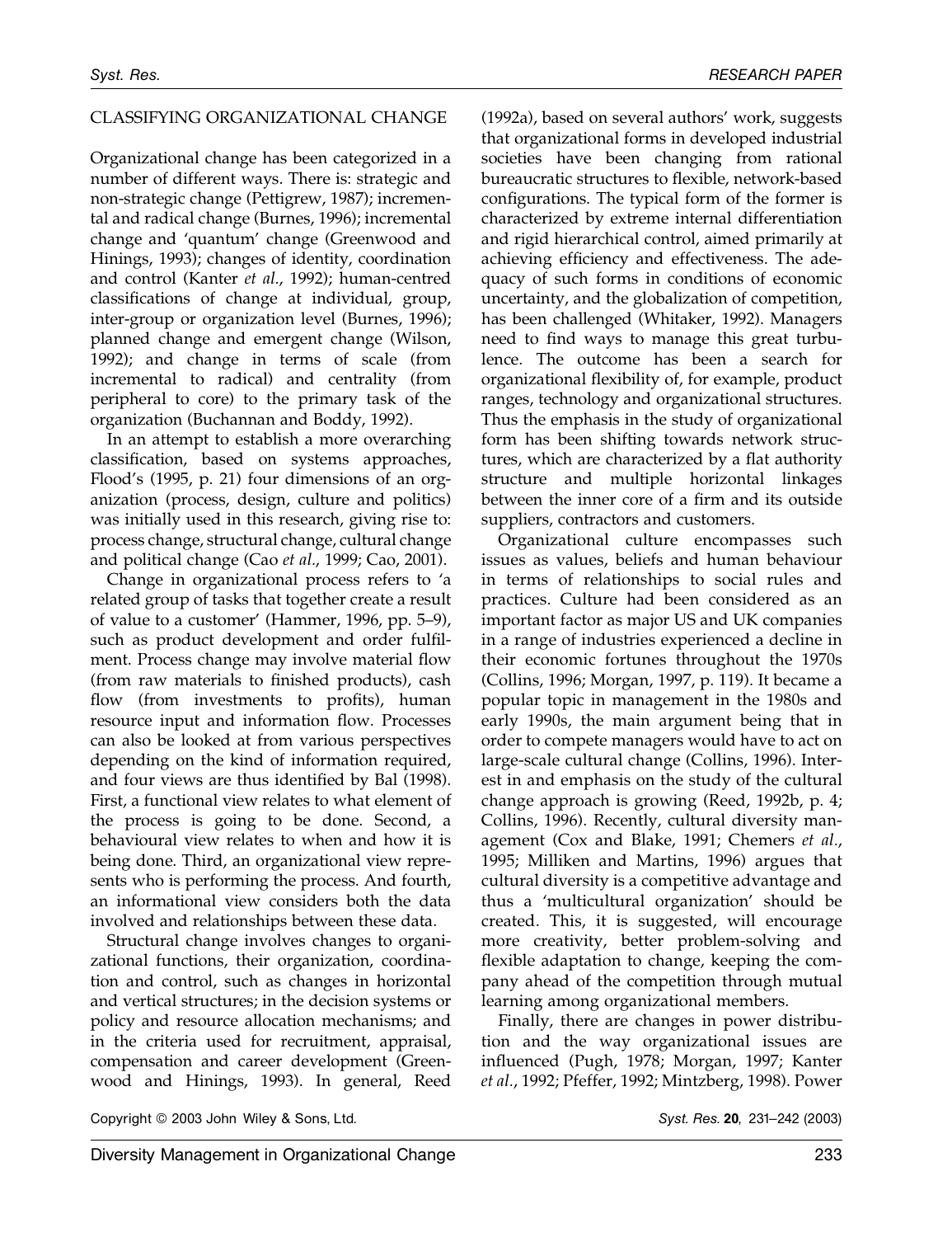## CLASSIFYING ORGANIZATIONAL CHANGE

Organizational change has been categorized in a number of different ways. There is: strategic and non-strategic change (Pettigrew, 1987); incremental and radical change (Burnes, 1996); incremental change and 'quantum' change (Greenwood and Hinings, 1993); changes of identity, coordination and control (Kanter *et al.*, 1992); human-centred classifications of change at individual, group, inter-group or organization level (Burnes, 1996); planned change and emergent change (Wilson, 1992); and change in terms of scale (from incremental to radical) and centrality (from peripheral to core) to the primary task of the organization (Buchannan and Boddy, 1992).

In an attempt to establish a more overarching classification, based on systems approaches, Flood's (1995, p. 21) four dimensions of an organization (process, design, culture and politics) was initially used in this research, giving rise to: process change, structural change, cultural change and political change (Cao *et al.*, 1999; Cao, 2001).

Change in organizational process refers to 'a related group of tasks that together create a result of value to a customer' (Hammer, 1996, pp. 5–9), such as product development and order fulfilment. Process change may involve material flow (from raw materials to finished products), cash flow (from investments to profits), human resource input and information flow. Processes can also be looked at from various perspectives depending on the kind of information required, and four views are thus identified by Bal (1998). First, a functional view relates to what element of the process is going to be done. Second, a behavioural view relates to when and how it is being done. Third, an organizational view represents who is performing the process. And fourth, an informational view considers both the data involved and relationships between these data.

Structural change involves changes to organizational functions, their organization, coordination and control, such as changes in horizontal and vertical structures; in the decision systems or policy and resource allocation mechanisms; and in the criteria used for recruitment, appraisal, compensation and career development (Greenwood and Hinings, 1993). In general, Reed (1992a), based on several authors' work, suggests that organizational forms in developed industrial societies have been changing from rational bureaucratic structures to flexible, network-based configurations. The typical form of the former is characterized by extreme internal differentiation and rigid hierarchical control, aimed primarily at achieving efficiency and effectiveness. The adequacy of such forms in conditions of economic uncertainty, and the globalization of competition, has been challenged (Whitaker, 1992). Managers need to find ways to manage this great turbulence. The outcome has been a search for organizational flexibility of, for example, product ranges, technology and organizational structures. Thus the emphasis in the study of organizational form has been shifting towards network structures, which are characterized by a flat authority structure and multiple horizontal linkages between the inner core of a firm and its outside suppliers, contractors and customers.

Organizational culture encompasses such issues as values, beliefs and human behaviour in terms of relationships to social rules and practices. Culture had been considered as an important factor as major US and UK companies in a range of industries experienced a decline in their economic fortunes throughout the 1970s (Collins, 1996; Morgan, 1997, p. 119). It became a popular topic in management in the 1980s and early 1990s, the main argument being that in order to compete managers would have to act on large-scale cultural change (Collins, 1996). Interest in and emphasis on the study of the cultural change approach is growing (Reed, 1992b, p. 4; Collins, 1996). Recently, cultural diversity management (Cox and Blake, 1991; Chemers *et al.*, 1995; Milliken and Martins, 1996) argues that cultural diversity is a competitive advantage and thus a 'multicultural organization' should be created. This, it is suggested, will encourage more creativity, better problem-solving and flexible adaptation to change, keeping the company ahead of the competition through mutual learning among organizational members.

Finally, there are changes in power distribution and the way organizational issues are influenced (Pugh, 1978; Morgan, 1997; Kanter *et al.*, 1992; Pfeffer, 1992; Mintzberg, 1998). Power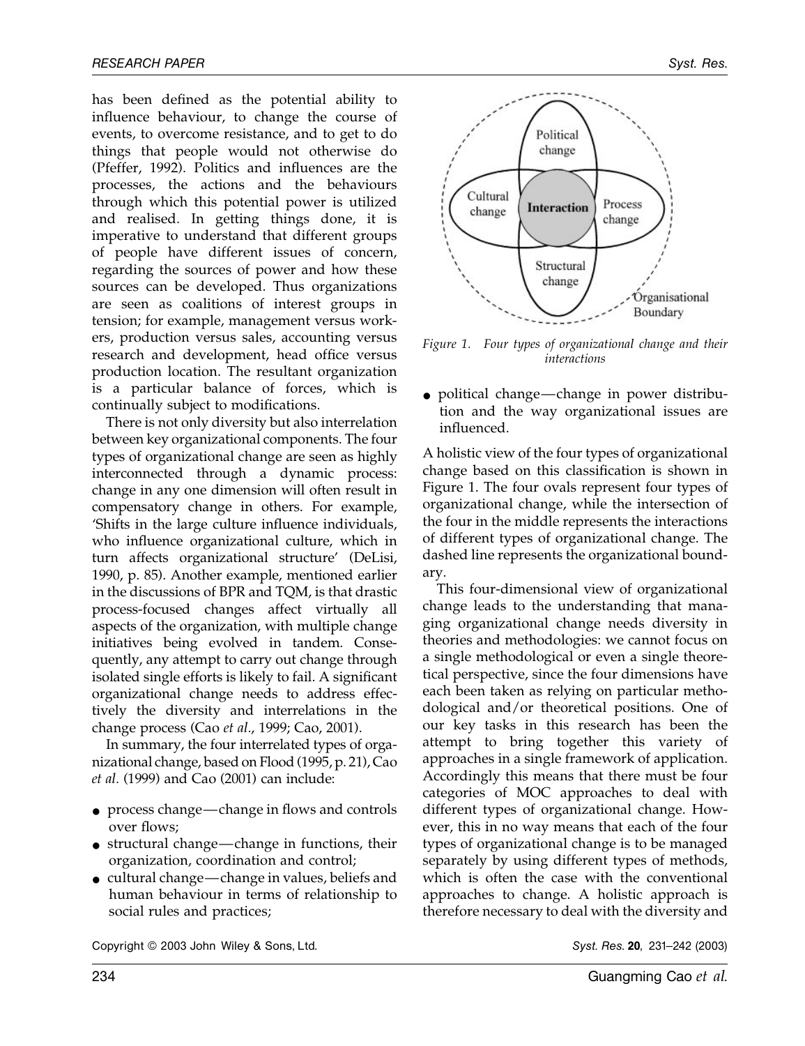has been defined as the potential ability to influence behaviour, to change the course of events, to overcome resistance, and to get to do things that people would not otherwise do (Pfeffer, 1992). Politics and influences are the processes, the actions and the behaviours through which this potential power is utilized and realised. In getting things done, it is imperative to understand that different groups of people have different issues of concern, regarding the sources of power and how these sources can be developed. Thus organizations are seen as coalitions of interest groups in tension; for example, management versus workers, production versus sales, accounting versus research and development, head office versus production location. The resultant organization is a particular balance of forces, which is continually subject to modifications.

There is not only diversity but also interrelation between key organizational components. The four types of organizational change are seen as highly interconnected through a dynamic process: change in any one dimension will often result in compensatory change in others. For example, 'Shifts in the large culture influence individuals, who influence organizational culture, which in turn affects organizational structure' (DeLisi, 1990, p. 85). Another example, mentioned earlier in the discussions of BPR and TQM, is that drastic process-focused changes affect virtually all aspects of the organization, with multiple change initiatives being evolved in tandem. Consequently, any attempt to carry out change through isolated single efforts is likely to fail. A significant organizational change needs to address effectively the diversity and interrelations in the change process (Cao *et al.*, 1999; Cao, 2001).

In summary, the four interrelated types of organizational change, based on Flood (1995, p. 21), Cao *et al.* (1999) and Cao (2001) can include:

- process change—change in flows and controls over flows;
- structural change—change in functions, their organization, coordination and control;
- cultural change—change in values, beliefs and human behaviour in terms of relationship to social rules and practices;
- political change—change in power distribution and the way organizational issues are influenced.

*Figure 1. Four types of organizational change and their interactions*

A holistic view of the four types of organizational change based on this classification is shown in Figure 1. The four ovals represent four types of organizational change, while the intersection of the four in the middle represents the interactions of different types of organizational change. The dashed line represents the organizational boundary.

This four-dimensional view of organizational change leads to the understanding that managing organizational change needs diversity in theories and methodologies: we cannot focus on a single methodological or even a single theoretical perspective, since the four dimensions have each been taken as relying on particular methodological and/or theoretical positions. One of our key tasks in this research has been the attempt to bring together this variety of approaches in a single framework of application. Accordingly this means that there must be four categories of MOC approaches to deal with different types of organizational change. However, this in no way means that each of the four types of organizational change is to be managed separately by using different types of methods, which is often the case with the conventional approaches to change. A holistic approach is therefore necessary to deal with the diversity and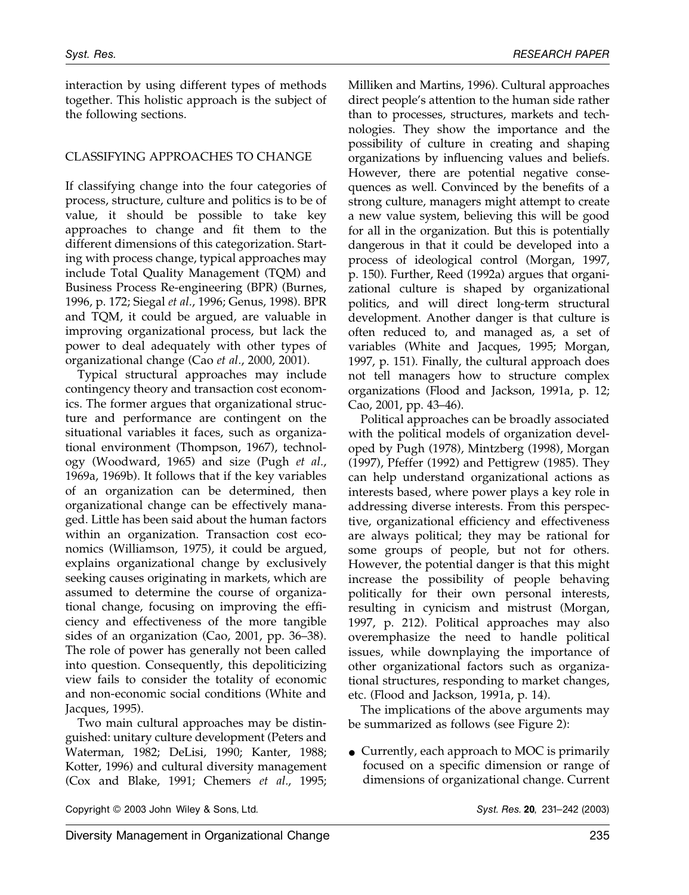interaction by using different types of methods together. This holistic approach is the subject of the following sections.

## CLASSIFYING APPROACHES TO CHANGE

If classifying change into the four categories of process, structure, culture and politics is to be of value, it should be possible to take key approaches to change and fit them to the different dimensions of this categorization. Starting with process change, typical approaches may include Total Quality Management (TQM) and Business Process Re-engineering (BPR) (Burnes, 1996, p. 172; Siegal *et al.*, 1996; Genus, 1998). BPR and TQM, it could be argued, are valuable in improving organizational process, but lack the power to deal adequately with other types of organizational change (Cao *et al.*, 2000, 2001).

Typical structural approaches may include contingency theory and transaction cost economics. The former argues that organizational structure and performance are contingent on the situational variables it faces, such as organizational environment (Thompson, 1967), technology (Woodward, 1965) and size (Pugh *et al.*, 1969a, 1969b). It follows that if the key variables of an organization can be determined, then organizational change can be effectively managed. Little has been said about the human factors within an organization. Transaction cost economics (Williamson, 1975), it could be argued, explains organizational change by exclusively seeking causes originating in markets, which are assumed to determine the course of organizational change, focusing on improving the efficiency and effectiveness of the more tangible sides of an organization (Cao, 2001, pp. 36–38). The role of power has generally not been called into question. Consequently, this depoliticizing view fails to consider the totality of economic and non-economic social conditions (White and Jacques, 1995).

Two main cultural approaches may be distinguished: unitary culture development (Peters and Waterman, 1982; DeLisi, 1990; Kanter, 1988; Kotter, 1996) and cultural diversity management (Cox and Blake, 1991; Chemers *et al.*, 1995; Milliken and Martins, 1996). Cultural approaches direct people's attention to the human side rather than to processes, structures, markets and technologies. They show the importance and the possibility of culture in creating and shaping organizations by influencing values and beliefs. However, there are potential negative consequences as well. Convinced by the benefits of a strong culture, managers might attempt to create a new value system, believing this will be good for all in the organization. But this is potentially dangerous in that it could be developed into a process of ideological control (Morgan, 1997, p. 150). Further, Reed (1992a) argues that organizational culture is shaped by organizational politics, and will direct long-term structural development. Another danger is that culture is often reduced to, and managed as, a set of variables (White and Jacques, 1995; Morgan, 1997, p. 151). Finally, the cultural approach does not tell managers how to structure complex organizations (Flood and Jackson, 1991a, p. 12; Cao, 2001, pp. 43–46).

Political approaches can be broadly associated with the political models of organization developed by Pugh (1978), Mintzberg (1998), Morgan (1997), Pfeffer (1992) and Pettigrew (1985). They can help understand organizational actions as interests based, where power plays a key role in addressing diverse interests. From this perspective, organizational efficiency and effectiveness are always political; they may be rational for some groups of people, but not for others. However, the potential danger is that this might increase the possibility of people behaving politically for their own personal interests, resulting in cynicism and mistrust (Morgan, 1997, p. 212). Political approaches may also overemphasize the need to handle political issues, while downplaying the importance of other organizational factors such as organizational structures, responding to market changes, etc. (Flood and Jackson, 1991a, p. 14).

The implications of the above arguments may be summarized as follows (see Figure 2):

- Currently, each approach to MOC is primarily focused on a specific dimension or range of dimensions of organizational change. Current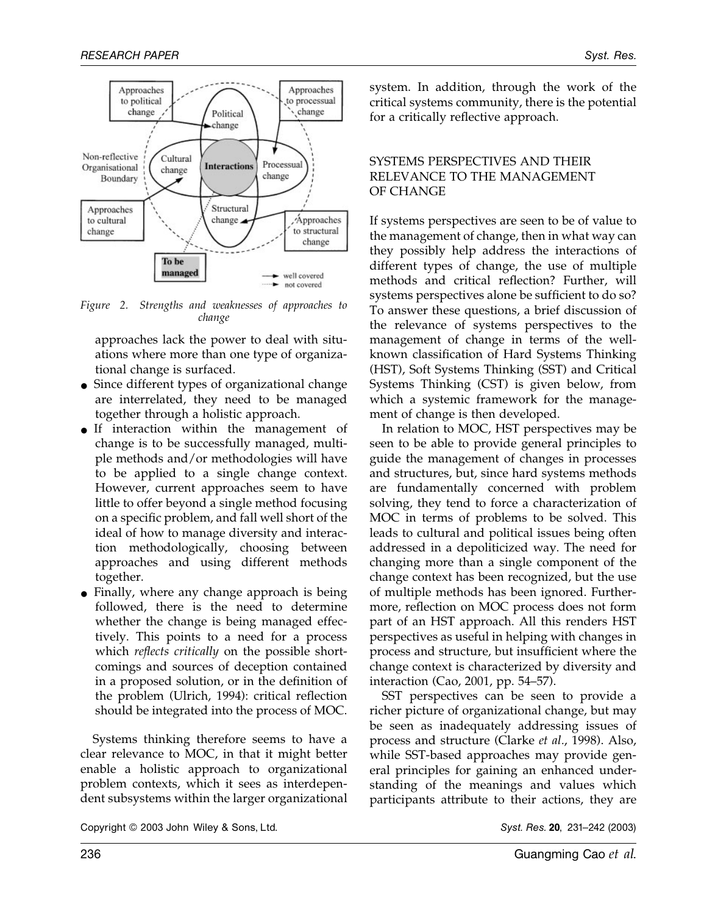Figure 2. Strengths and weaknesses of approaches to change

approaches lack the power to deal with situations where more than one type of organizational change is surfaced.

- Since different types of organizational change are interrelated, they need to be managed together through a holistic approach.
- If interaction within the management of change is to be successfully managed, multiple methods and/or methodologies will have to be applied to a single change context. However, current approaches seem to have little to offer beyond a single method focusing on a specific problem, and fall well short of the ideal of how to manage diversity and interaction methodologically, choosing between approaches and using different methods together.
- Finally, where any change approach is being followed, there is the need to determine whether the change is being managed effectively. This points to a need for a process which *reflects critically* on the possible shortcomings and sources of deception contained in a proposed solution, or in the definition of the problem (Ulrich, 1994): critical reflection should be integrated into the process of MOC.

Systems thinking therefore seems to have a clear relevance to MOC, in that it might better enable a holistic approach to organizational problem contexts, which it sees as interdependent subsystems within the larger organizational system. In addition, through the work of the critical systems community, there is the potential for a critically reflective approach.

## SYSTEMS PERSPECTIVES AND THEIR RELEVANCE TO THE MANAGEMENT OF CHANGE

If systems perspectives are seen to be of value to the management of change, then in what way can they possibly help address the interactions of different types of change, the use of multiple methods and critical reflection? Further, will systems perspectives alone be sufficient to do so? To answer these questions, a brief discussion of the relevance of systems perspectives to the management of change in terms of the well-known classification of Hard Systems Thinking (HST), Soft Systems Thinking (SST) and Critical Systems Thinking (CST) is given below, from which a systemic framework for the management of change is then developed.

In relation to MOC, HST perspectives may be seen to be able to provide general principles to guide the management of changes in processes and structures, but, since hard systems methods are fundamentally concerned with problem solving, they tend to force a characterization of MOC in terms of problems to be solved. This leads to cultural and political issues being often addressed in a depoliticized way. The need for changing more than a single component of the change context has been recognized, but the use of multiple methods has been ignored. Furthermore, reflection on MOC process does not form part of an HST approach. All this renders HST perspectives as useful in helping with changes in process and structure, but insufficient where the change context is characterized by diversity and interaction (Cao, 2001, pp. 54–57).

SST perspectives can be seen to provide a richer picture of organizational change, but may be seen as inadequately addressing issues of process and structure (Clarke *et al.*, 1998). Also, while SST-based approaches may provide general principles for gaining an enhanced understanding of the meanings and values which participants attribute to their actions, they are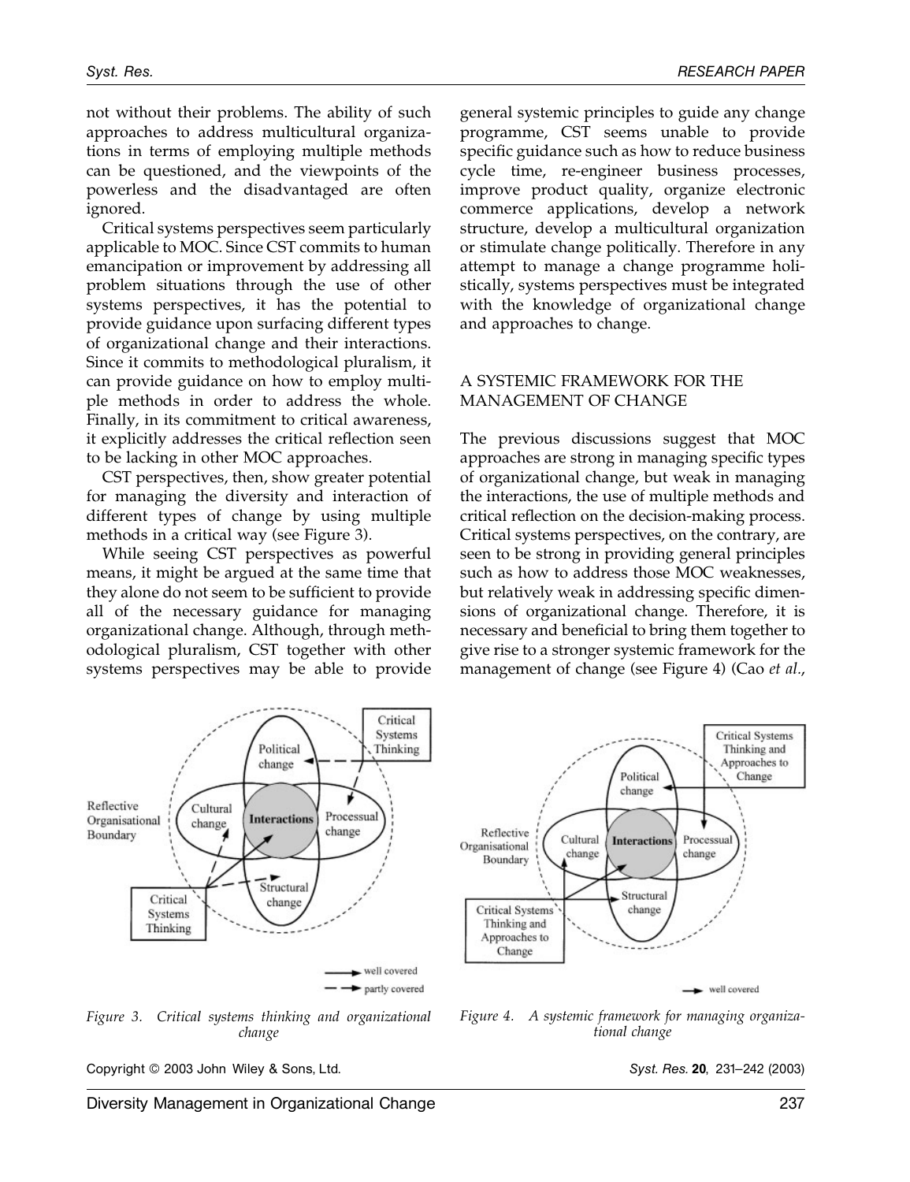not without their problems. The ability of such approaches to address multicultural organizations in terms of employing multiple methods can be questioned, and the viewpoints of the powerless and the disadvantaged are often ignored.

Critical systems perspectives seem particularly applicable to MOC. Since CST commits to human emancipation or improvement by addressing all problem situations through the use of other systems perspectives, it has the potential to provide guidance upon surfacing different types of organizational change and their interactions. Since it commits to methodological pluralism, it can provide guidance on how to employ multiple methods in order to address the whole. Finally, in its commitment to critical awareness, it explicitly addresses the critical reflection seen to be lacking in other MOC approaches.

CST perspectives, then, show greater potential for managing the diversity and interaction of different types of change by using multiple methods in a critical way (see Figure 3).

While seeing CST perspectives as powerful means, it might be argued at the same time that they alone do not seem to be sufficient to provide all of the necessary guidance for managing organizational change. Although, through methodological pluralism, CST together with other systems perspectives may be able to provide general systemic principles to guide any change programme, CST seems unable to provide specific guidance such as how to reduce business cycle time, re-engineer business processes, improve product quality, organize electronic commerce applications, develop a network structure, develop a multicultural organization or stimulate change politically. Therefore in any attempt to manage a change programme holistically, systems perspectives must be integrated with the knowledge of organizational change and approaches to change.

## A SYSTEMIC FRAMEWORK FOR THE MANAGEMENT OF CHANGE

The previous discussions suggest that MOC approaches are strong in managing specific types of organizational change, but weak in managing the interactions, the use of multiple methods and critical reflection on the decision-making process. Critical systems perspectives, on the contrary, are seen to be strong in providing general principles such as how to address those MOC weaknesses, but relatively weak in addressing specific dimensions of organizational change. Therefore, it is necessary and beneficial to bring them together to give rise to a stronger systemic framework for the management of change (see Figure 4) (Cao *et al.*,

*Figure 3. Critical systems thinking and organizational change*

*Figure 4. A systemic framework for managing organizational change*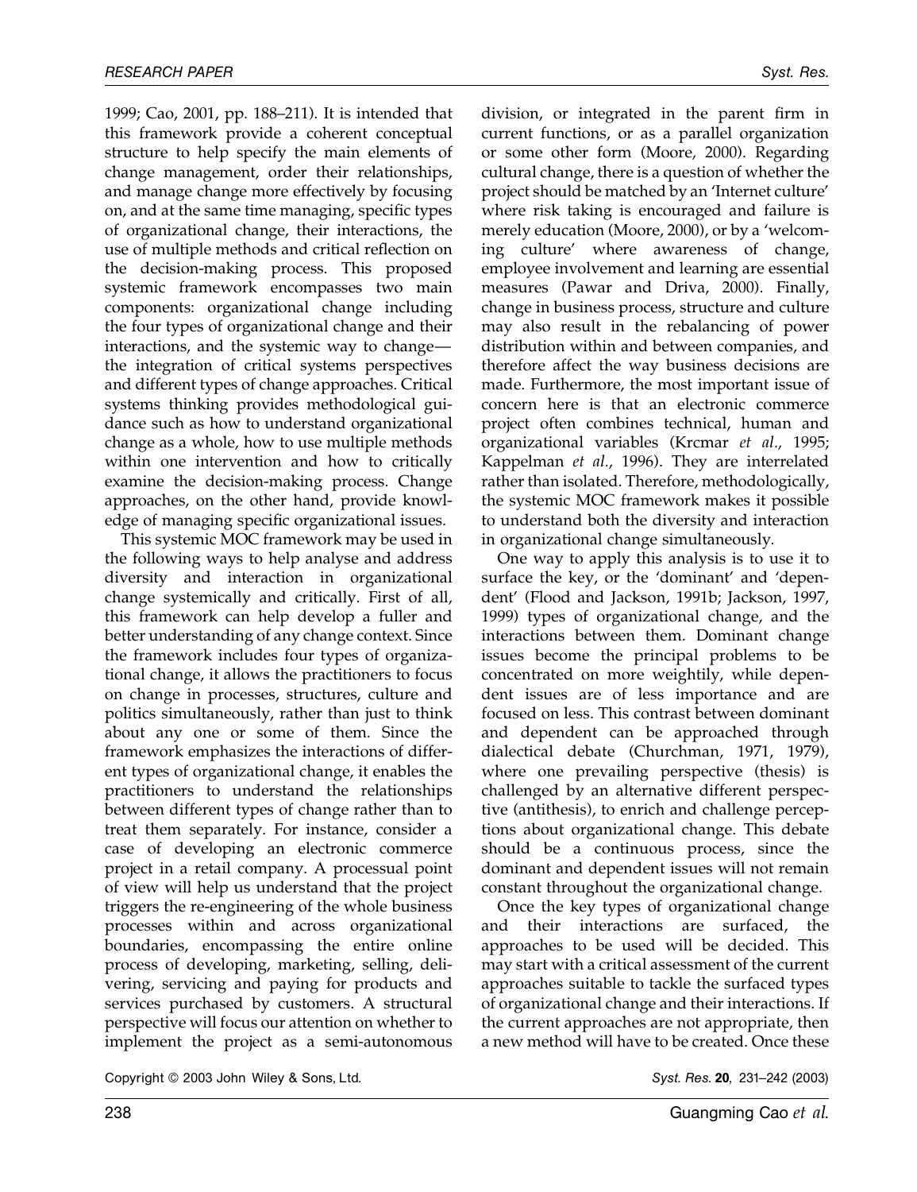1999; Cao, 2001, pp. 188–211). It is intended that this framework provide a coherent conceptual structure to help specify the main elements of change management, order their relationships, and manage change more effectively by focusing on, and at the same time managing, specific types of organizational change, their interactions, the use of multiple methods and critical reflection on the decision-making process. This proposed systemic framework encompasses two main components: organizational change including the four types of organizational change and their interactions, and the systemic way to change—the integration of critical systems perspectives and different types of change approaches. Critical systems thinking provides methodological guidance such as how to understand organizational change as a whole, how to use multiple methods within one intervention and how to critically examine the decision-making process. Change approaches, on the other hand, provide knowledge of managing specific organizational issues.

This systemic MOC framework may be used in the following ways to help analyse and address diversity and interaction in organizational change systemically and critically. First of all, this framework can help develop a fuller and better understanding of any change context. Since the framework includes four types of organizational change, it allows the practitioners to focus on change in processes, structures, culture and politics simultaneously, rather than just to think about any one or some of them. Since the framework emphasizes the interactions of different types of organizational change, it enables the practitioners to understand the relationships between different types of change rather than to treat them separately. For instance, consider a case of developing an electronic commerce project in a retail company. A processual point of view will help us understand that the project triggers the re-engineering of the whole business processes within and across organizational boundaries, encompassing the entire online process of developing, marketing, selling, delivering, servicing and paying for products and services purchased by customers. A structural perspective will focus our attention on whether to implement the project as a semi-autonomous division, or integrated in the parent firm in current functions, or as a parallel organization or some other form (Moore, 2000). Regarding cultural change, there is a question of whether the project should be matched by an 'Internet culture' where risk taking is encouraged and failure is merely education (Moore, 2000), or by a 'welcoming culture' where awareness of change, employee involvement and learning are essential measures (Pawar and Driva, 2000). Finally, change in business process, structure and culture may also result in the rebalancing of power distribution within and between companies, and therefore affect the way business decisions are made. Furthermore, the most important issue of concern here is that an electronic commerce project often combines technical, human and organizational variables (Krcmar *et al.*, 1995; Kappelman *et al.*, 1996). They are interrelated rather than isolated. Therefore, methodologically, the systemic MOC framework makes it possible to understand both the diversity and interaction in organizational change simultaneously.

One way to apply this analysis is to use it to surface the key, or the 'dominant' and 'dependent' (Flood and Jackson, 1991b; Jackson, 1997, 1999) types of organizational change, and the interactions between them. Dominant change issues become the principal problems to be concentrated on more weightily, while dependent issues are of less importance and are focused on less. This contrast between dominant and dependent can be approached through dialectical debate (Churchman, 1971, 1979), where one prevailing perspective (thesis) is challenged by an alternative different perspective (antithesis), to enrich and challenge perceptions about organizational change. This debate should be a continuous process, since the dominant and dependent issues will not remain constant throughout the organizational change.

Once the key types of organizational change and their interactions are surfaced, the approaches to be used will be decided. This may start with a critical assessment of the current approaches suitable to tackle the surfaced types of organizational change and their interactions. If the current approaches are not appropriate, then a new method will have to be created. Once these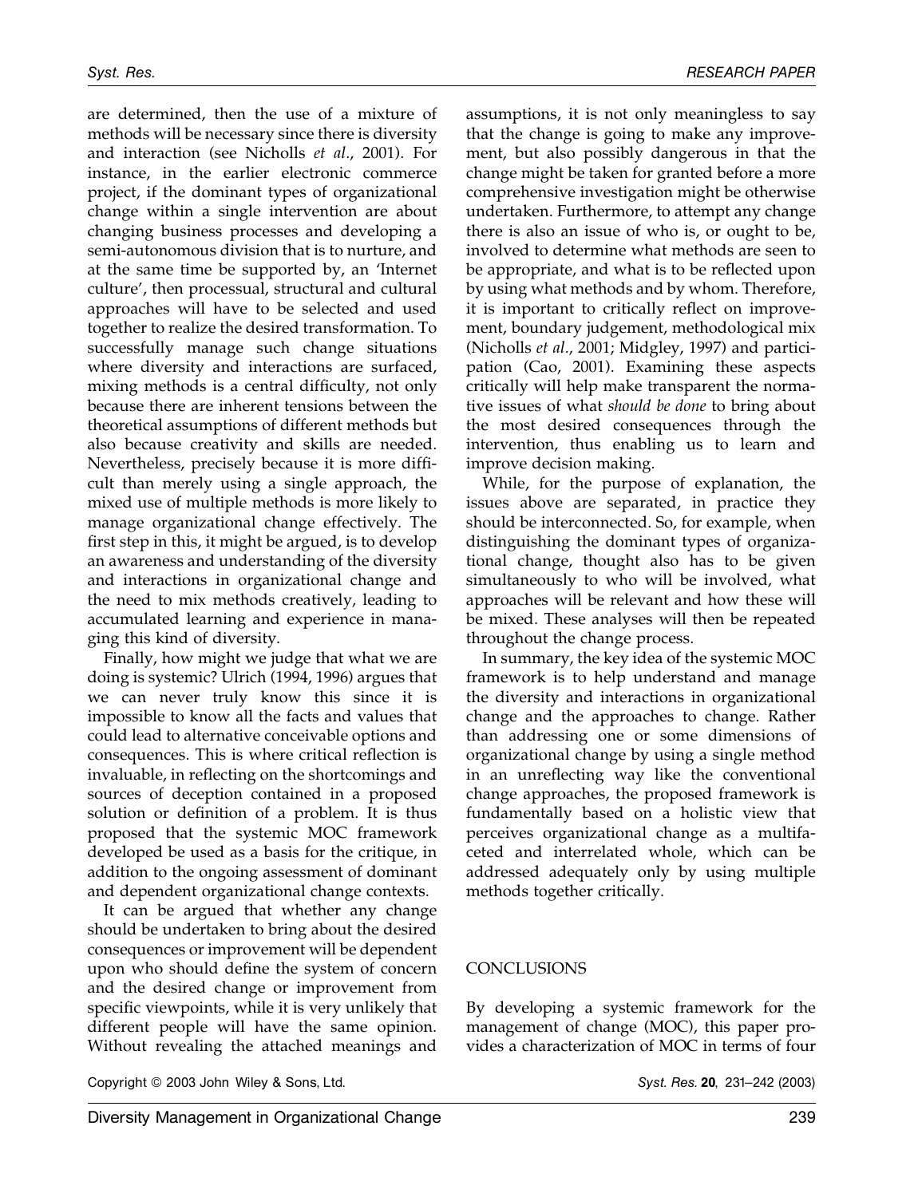are determined, then the use of a mixture of methods will be necessary since there is diversity and interaction (see Nicholls *et al*., 2001). For instance, in the earlier electronic commerce project, if the dominant types of organizational change within a single intervention are about changing business processes and developing a semi-autonomous division that is to nurture, and at the same time be supported by, an 'Internet culture', then processual, structural and cultural approaches will have to be selected and used together to realize the desired transformation. To successfully manage such change situations where diversity and interactions are surfaced, mixing methods is a central difficulty, not only because there are inherent tensions between the theoretical assumptions of different methods but also because creativity and skills are needed. Nevertheless, precisely because it is more difficult than merely using a single approach, the mixed use of multiple methods is more likely to manage organizational change effectively. The first step in this, it might be argued, is to develop an awareness and understanding of the diversity and interactions in organizational change and the need to mix methods creatively, leading to accumulated learning and experience in managing this kind of diversity.

Finally, how might we judge that what we are doing is systemic? Ulrich (1994, 1996) argues that we can never truly know this since it is impossible to know all the facts and values that could lead to alternative conceivable options and consequences. This is where critical reflection is invaluable, in reflecting on the shortcomings and sources of deception contained in a proposed solution or definition of a problem. It is thus proposed that the systemic MOC framework developed be used as a basis for the critique, in addition to the ongoing assessment of dominant and dependent organizational change contexts.

It can be argued that whether any change should be undertaken to bring about the desired consequences or improvement will be dependent upon who should define the system of concern and the desired change or improvement from specific viewpoints, while it is very unlikely that different people will have the same opinion. Without revealing the attached meanings and assumptions, it is not only meaningless to say that the change is going to make any improvement, but also possibly dangerous in that the change might be taken for granted before a more comprehensive investigation might be otherwise undertaken. Furthermore, to attempt any change there is also an issue of who is, or ought to be, involved to determine what methods are seen to be appropriate, and what is to be reflected upon by using what methods and by whom. Therefore, it is important to critically reflect on improvement, boundary judgement, methodological mix (Nicholls *et al*., 2001; Midgley, 1997) and participation (Cao, 2001). Examining these aspects critically will help make transparent the normative issues of what *should be done* to bring about the most desired consequences through the intervention, thus enabling us to learn and improve decision making.

While, for the purpose of explanation, the issues above are separated, in practice they should be interconnected. So, for example, when distinguishing the dominant types of organizational change, thought also has to be given simultaneously to who will be involved, what approaches will be relevant and how these will be mixed. These analyses will then be repeated throughout the change process.

In summary, the key idea of the systemic MOC framework is to help understand and manage the diversity and interactions in organizational change and the approaches to change. Rather than addressing one or some dimensions of organizational change by using a single method in an unreflecting way like the conventional change approaches, the proposed framework is fundamentally based on a holistic view that perceives organizational change as a multifaceted and interrelated whole, which can be addressed adequately only by using multiple methods together critically.

## CONCLUSIONS

By developing a systemic framework for the management of change (MOC), this paper provides a characterization of MOC in terms of four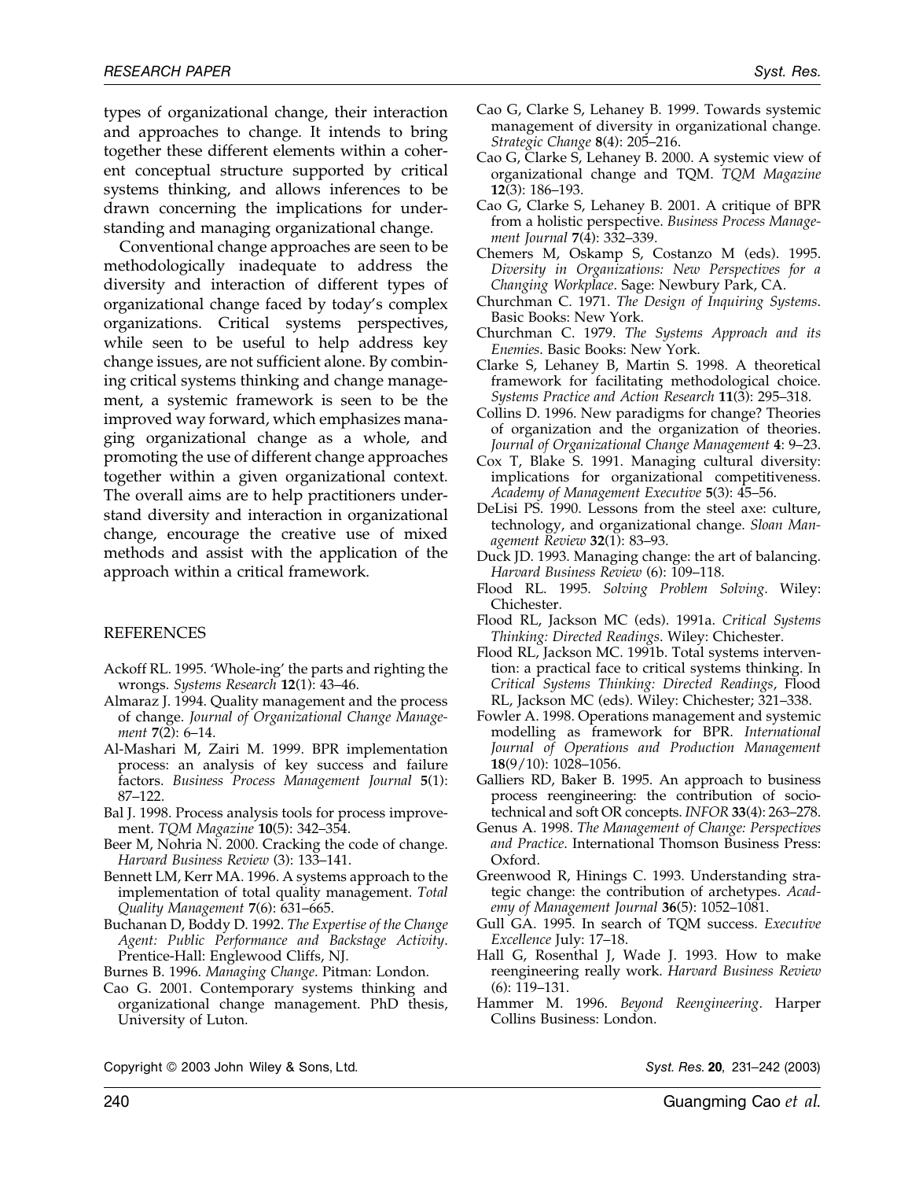types of organizational change, their interaction and approaches to change. It intends to bring together these different elements within a coherent conceptual structure supported by critical systems thinking, and allows inferences to be drawn concerning the implications for understanding and managing organizational change.

Conventional change approaches are seen to be methodologically inadequate to address the diversity and interaction of different types of organizational change faced by today's complex organizations. Critical systems perspectives, while seen to be useful to help address key change issues, are not sufficient alone. By combining critical systems thinking and change management, a systemic framework is seen to be the improved way forward, which emphasizes managing organizational change as a whole, and promoting the use of different change approaches together within a given organizational context. The overall aims are to help practitioners understand diversity and interaction in organizational change, encourage the creative use of mixed methods and assist with the application of the approach within a critical framework.

## REFERENCES

Ackoff RL. 1995. 'Whole-ing' the parts and righting the wrongs. *Systems Research* **12**(1): 43–46.

Almaraz J. 1994. Quality management and the process of change. *Journal of Organizational Change Management* **7**(2): 6–14.

Al-Mashari M, Zairi M. 1999. BPR implementation process: an analysis of key success and failure factors. *Business Process Management Journal* **5**(1): 87–122.

Bal J. 1998. Process analysis tools for process improvement. *TQM Magazine* **10**(5): 342–354.

Beer M, Nohria N. 2000. Cracking the code of change. *Harvard Business Review* (3): 133–141.

Bennett LM, Kerr MA. 1996. A systems approach to the implementation of total quality management. *Total Quality Management* **7**(6): 631–665.

Buchanan D, Boddy D. 1992. *The Expertise of the Change Agent: Public Performance and Backstage Activity*. Prentice-Hall: Englewood Cliffs, NJ.

Burnes B. 1996. *Managing Change*. Pitman: London.

Cao G. 2001. Contemporary systems thinking and organizational change management. PhD thesis, University of Luton.

Cao G, Clarke S, Lehaney B. 1999. Towards systemic management of diversity in organizational change. *Strategic Change* **8**(4): 205–216.

Cao G, Clarke S, Lehaney B. 2000. A systemic view of organizational change and TQM. *TQM Magazine* **12**(3): 186–193.

Cao G, Clarke S, Lehaney B. 2001. A critique of BPR from a holistic perspective. *Business Process Management Journal* **7**(4): 332–339.

Chemers M, Oskamp S, Costanzo M (eds). 1995. *Diversity in Organizations: New Perspectives for a Changing Workplace*. Sage: Newbury Park, CA.

Churchman C. 1971. *The Design of Inquiring Systems*. Basic Books: New York.

Churchman C. 1979. *The Systems Approach and its Enemies*. Basic Books: New York.

Clarke S, Lehaney B, Martin S. 1998. A theoretical framework for facilitating methodological choice. *Systems Practice and Action Research* **11**(3): 295–318.

Collins D. 1996. New paradigms for change? Theories of organization and the organization of theories. *Journal of Organizational Change Management* **4**: 9–23.

Cox T, Blake S. 1991. Managing cultural diversity: implications for organizational competitiveness. *Academy of Management Executive* **5**(3): 45–56.

DeLisi PS. 1990. Lessons from the steel axe: culture, technology, and organizational change. *Sloan Management Review* **32**(1): 83–93.

Duck JD. 1993. Managing change: the art of balancing. *Harvard Business Review* (6): 109–118.

Flood RL. 1995. *Solving Problem Solving*. Wiley: Chichester.

Flood RL, Jackson MC (eds). 1991a. *Critical Systems Thinking: Directed Readings*. Wiley: Chichester.

Flood RL, Jackson MC. 1991b. Total systems intervention: a practical face to critical systems thinking. In *Critical Systems Thinking: Directed Readings*, Flood RL, Jackson MC (eds). Wiley: Chichester; 321–338.

Fowler A. 1998. Operations management and systemic modelling as framework for BPR. *International Journal of Operations and Production Management* **18**(9/10): 1028–1056.

Galliers RD, Baker B. 1995. An approach to business process reengineering: the contribution of socio-technical and soft OR concepts. *INFOR* **33**(4): 263–278.

Genus A. 1998. *The Management of Change: Perspectives and Practice*. International Thomson Business Press: Oxford.

Greenwood R, Hinings C. 1993. Understanding strategic change: the contribution of archetypes. *Academy of Management Journal* **36**(5): 1052–1081.

Gull GA. 1995. In search of TQM success. *Executive Excellence* July: 17–18.

Hall G, Rosenthal J, Wade J. 1993. How to make reengineering really work. *Harvard Business Review* (6): 119–131.

Hammer M. 1996. *Beyond Reengineering*. Harper Collins Business: London.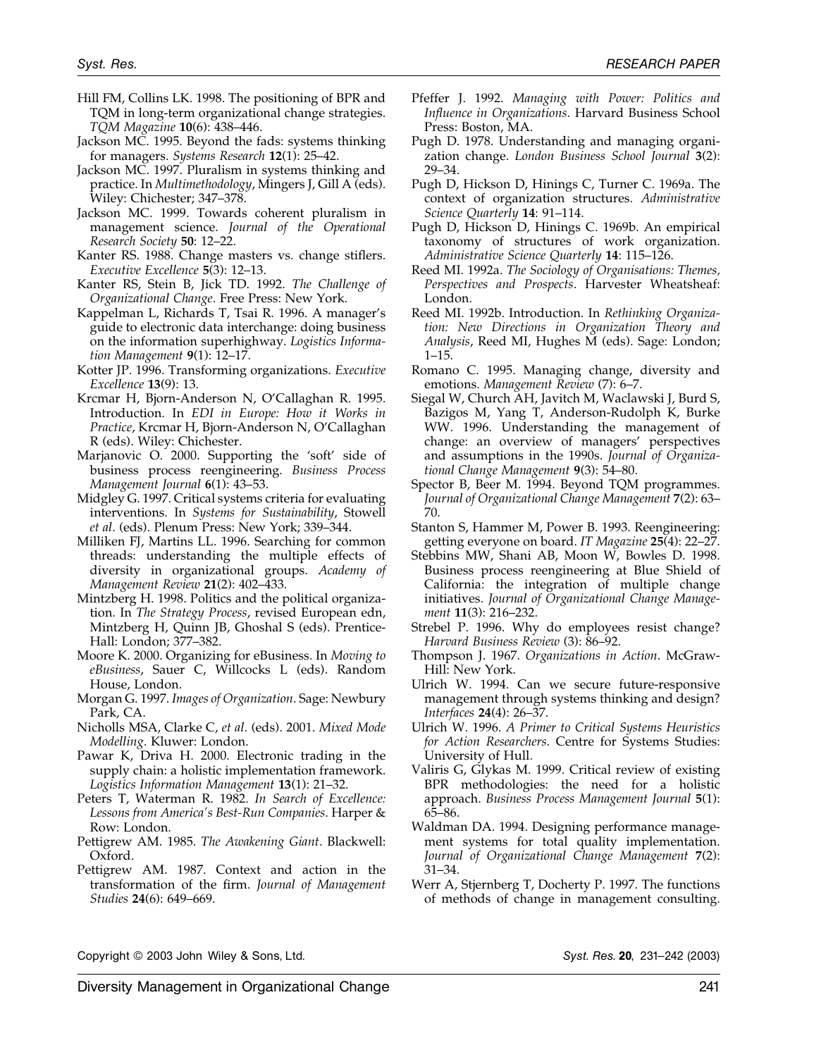Hill FM, Collins LK. 1998. The positioning of BPR and TQM in long-term organizational change strategies. *TQM Magazine* **10**(6): 438–446.

Jackson MC. 1995. Beyond the fads: systems thinking for managers. *Systems Research* **12**(1): 25–42.

Jackson MC. 1997. Pluralism in systems thinking and practice. In *Multimethodology*, Mingers J, Gill A (eds). Wiley: Chichester; 347–378.

Jackson MC. 1999. Towards coherent pluralism in management science. *Journal of the Operational Research Society* **50**: 12–22.

Kanter RS. 1988. Change masters vs. change stiflers. *Executive Excellence* **5**(3): 12–13.

Kanter RS, Stein B, Jick TD. 1992. *The Challenge of Organizational Change*. Free Press: New York.

Kappelman L, Richards T, Tsai R. 1996. A manager's guide to electronic data interchange: doing business on the information superhighway. *Logistics Information Management* **9**(1): 12–17.

Kotter JP. 1996. Transforming organizations. *Executive Excellence* **13**(9): 13.

Krcmar H, Bjorn-Anderson N, O'Callaghan R. 1995. Introduction. In *EDI in Europe: How it Works in Practice*, Krcmar H, Bjorn-Anderson N, O'Callaghan R (eds). Wiley: Chichester.

Marjanovic O. 2000. Supporting the 'soft' side of business process reengineering. *Business Process Management Journal* **6**(1): 43–53.

Midgley G. 1997. Critical systems criteria for evaluating interventions. In *Systems for Sustainability*, Stowell *et al*. (eds). Plenum Press: New York; 339–344.

Milliken FJ, Martins LL. 1996. Searching for common threads: understanding the multiple effects of diversity in organizational groups. *Academy of Management Review* **21**(2): 402–433.

Mintzberg H. 1998. Politics and the political organization. In *The Strategy Process*, revised European edn, Mintzberg H, Quinn JB, Ghoshal S (eds). Prentice-Hall: London; 377–382.

Moore K. 2000. Organizing for eBusiness. In *Moving to eBusiness*, Sauer C, Willcocks L (eds). Random House, London.

Morgan G. 1997. *Images of Organization*. Sage: Newbury Park, CA.

Nicholls MSA, Clarke C, *et al*. (eds). 2001. *Mixed Mode Modelling*. Kluwer: London.

Pawar K, Driva H. 2000. Electronic trading in the supply chain: a holistic implementation framework. *Logistics Information Management* **13**(1): 21–32.

Peters T, Waterman R. 1982. *In Search of Excellence: Lessons from America's Best-Run Companies*. Harper & Row: London.

Pettigrew AM. 1985. *The Awakening Giant*. Blackwell: Oxford.

Pettigrew AM. 1987. Context and action in the transformation of the firm. *Journal of Management Studies* **24**(6): 649–669.

Pfeffer J. 1992. *Managing with Power: Politics and Influence in Organizations*. Harvard Business School Press: Boston, MA.

Pugh D. 1978. Understanding and managing organization change. *London Business School Journal* **3**(2): 29–34.

Pugh D, Hickson D, Hinings C, Turner C. 1969a. The context of organization structures. *Administrative Science Quarterly* **14**: 91–114.

Pugh D, Hickson D, Hinings C. 1969b. An empirical taxonomy of structures of work organization. *Administrative Science Quarterly* **14**: 115–126.

Reed MI. 1992a. *The Sociology of Organisations: Themes, Perspectives and Prospects*. Harvester Wheatsheaf: London.

Reed MI. 1992b. Introduction. In *Rethinking Organization: New Directions in Organization Theory and Analysis*, Reed MI, Hughes M (eds). Sage: London; 1–15.

Romano C. 1995. Managing change, diversity and emotions. *Management Review* (7): 6–7.

Siegal W, Church AH, Javitch M, Waclawski J, Burd S, Bazigos M, Yang T, Anderson-Rudolph K, Burke WW. 1996. Understanding the management of change: an overview of managers' perspectives and assumptions in the 1990s. *Journal of Organizational Change Management* **9**(3): 54–80.

Spector B, Beer M. 1994. Beyond TQM programmes. *Journal of Organizational Change Management* **7**(2): 63–70.

Stanton S, Hammer M, Power B. 1993. Reengineering: getting everyone on board. *IT Magazine* **25**(4): 22–27.

Stebbins MW, Shani AB, Moon W, Bowles D. 1998. Business process reengineering at Blue Shield of California: the integration of multiple change initiatives. *Journal of Organizational Change Management* **11**(3): 216–232.

Strebel P. 1996. Why do employees resist change? *Harvard Business Review* (3): 86–92.

Thompson J. 1967. *Organizations in Action*. McGraw-Hill: New York.

Ulrich W. 1994. Can we secure future-responsive management through systems thinking and design? *Interfaces* **24**(4): 26–37.

Ulrich W. 1996. *A Primer to Critical Systems Heuristics for Action Researchers*. Centre for Systems Studies: University of Hull.

Valiris G, Glykas M. 1999. Critical review of existing BPR methodologies: the need for a holistic approach. *Business Process Management Journal* **5**(1): 65–86.

Waldman DA. 1994. Designing performance management systems for total quality implementation. *Journal of Organizational Change Management* **7**(2): 31–34.

Werr A, Stjernberg T, Docherty P. 1997. The functions of methods of change in management consulting.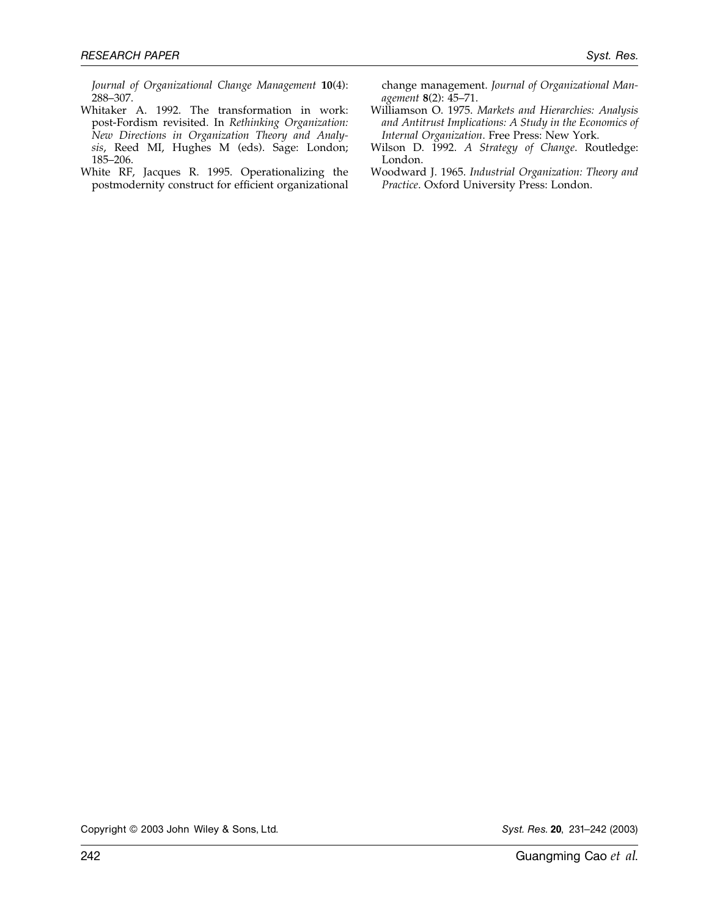*Journal of Organizational Change Management* **10**(4): 288–307.

Whitaker A. 1992. The transformation in work: post-Fordism revisited. In *Rethinking Organization: New Directions in Organization Theory and Analysis*, Reed MI, Hughes M (eds). Sage: London; 185–206.

White RF, Jacques R. 1995. Operationalizing the postmodernity construct for efficient organizational change management. *Journal of Organizational Management* **8**(2): 45–71.

Williamson O. 1975. *Markets and Hierarchies: Analysis and Antitrust Implications: A Study in the Economics of Internal Organization*. Free Press: New York.

Wilson D. 1992. *A Strategy of Change*. Routledge: London.

Woodward J. 1965. *Industrial Organization: Theory and Practice*. Oxford University Press: London.